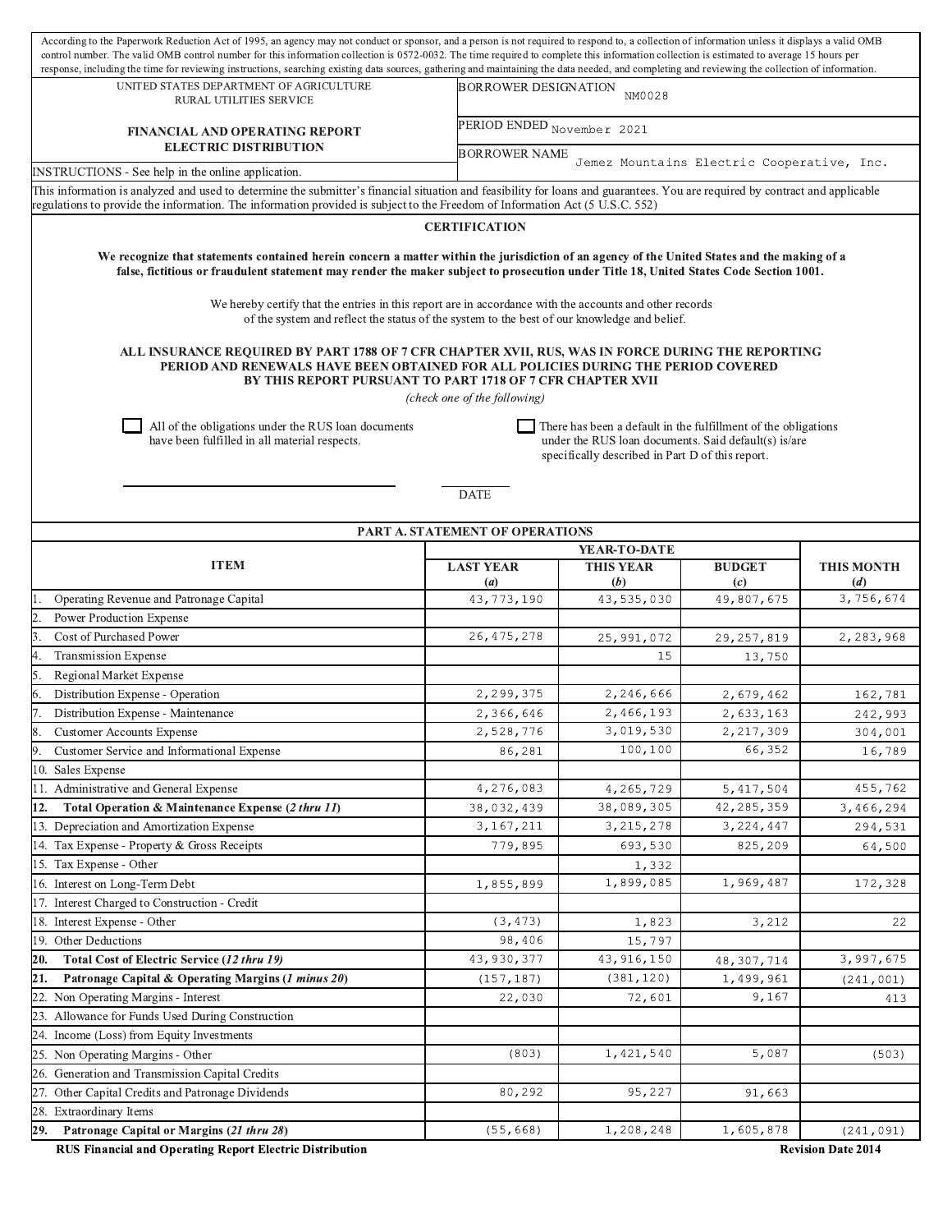According to the Paperwork Reduction Act of 1995, an agency may not conduct or sponsor, and a person is not required to respond to, a collection of information unless it displays a valid OMB control number. The valid OMB control number for this information collection is 0572-0032. The time required to complete this information collection is estimated to average 15 hours per response, including the time for reviewing instructions, searching existing data sources, gathering and maintaining the data needed, and completing and reviewing the collection of information.

| UNITED STATES DEPARTMENT OF AGRICULTURE RURAL UTILITIES SERVICE | BORROWER DESIGNATION NM0028 |
|---|---|
| **FINANCIAL AND OPERATING REPORT ELECTRIC DISTRIBUTION** | PERIOD ENDED November 2021 |
| INSTRUCTIONS - See help in the online application. | BORROWER NAME Jemez Mountains Electric Cooperative, Inc. |

This information is analyzed and used to determine the submitter's financial situation and feasibility for loans and guarantees. You are required by contract and applicable regulations to provide the information. The information provided is subject to the Freedom of Information Act (5 U.S.C. 552)

## CERTIFICATION

**We recognize that statements contained herein concern a matter within the jurisdiction of an agency of the United States and the making of a false, fictitious or fraudulent statement may render the maker subject to prosecution under Title 18, United States Code Section 1001.**

We hereby certify that the entries in this report are in accordance with the accounts and other records of the system and reflect the status of the system to the best of our knowledge and belief.

**ALL INSURANCE REQUIRED BY PART 1788 OF 7 CFR CHAPTER XVII, RUS, WAS IN FORCE DURING THE REPORTING PERIOD AND RENEWALS HAVE BEEN OBTAINED FOR ALL POLICIES DURING THE PERIOD COVERED BY THIS REPORT PURSUANT TO PART 1718 OF 7 CFR CHAPTER XVII**

*(check one of the following)*

☐ All of the obligations under the RUS loan documents have been fulfilled in all material respects.

☐ There has been a default in the fulfillment of the obligations under the RUS loan documents. Said default(s) is/are specifically described in Part D of this report.

DATE

## PART A. STATEMENT OF OPERATIONS

| ITEM | YEAR-TO-DATE LAST YEAR (*a*) | YEAR-TO-DATE THIS YEAR (*b*) | YEAR-TO-DATE BUDGET (*c*) | THIS MONTH (*d*) |
|---|---|---|---|---|
| 1. Operating Revenue and Patronage Capital | 43,773,190 | 43,535,030 | 49,807,675 | 3,756,674 |
| 2. Power Production Expense | | | | |
| 3. Cost of Purchased Power | 26,475,278 | 25,991,072 | 29,257,819 | 2,283,968 |
| 4. Transmission Expense | | 15 | 13,750 | |
| 5. Regional Market Expense | | | | |
| 6. Distribution Expense - Operation | 2,299,375 | 2,246,666 | 2,679,462 | 162,781 |
| 7. Distribution Expense - Maintenance | 2,366,646 | 2,466,193 | 2,633,163 | 242,993 |
| 8. Customer Accounts Expense | 2,528,776 | 3,019,530 | 2,217,309 | 304,001 |
| 9. Customer Service and Informational Expense | 86,281 | 100,100 | 66,352 | 16,789 |
| 10. Sales Expense | | | | |
| 11. Administrative and General Expense | 4,276,083 | 4,265,729 | 5,417,504 | 455,762 |
| **12. Total Operation & Maintenance Expense (*2 thru 11*)** | 38,032,439 | 38,089,305 | 42,285,359 | 3,466,294 |
| 13. Depreciation and Amortization Expense | 3,167,211 | 3,215,278 | 3,224,447 | 294,531 |
| 14. Tax Expense - Property & Gross Receipts | 779,895 | 693,530 | 825,209 | 64,500 |
| 15. Tax Expense - Other | | 1,332 | | |
| 16. Interest on Long-Term Debt | 1,855,899 | 1,899,085 | 1,969,487 | 172,328 |
| 17. Interest Charged to Construction - Credit | | | | |
| 18. Interest Expense - Other | (3,473) | 1,823 | 3,212 | 22 |
| 19. Other Deductions | 98,406 | 15,797 | | |
| **20. Total Cost of Electric Service (*12 thru 19*)** | 43,930,377 | 43,916,150 | 48,307,714 | 3,997,675 |
| **21. Patronage Capital & Operating Margins (*1 minus 20*)** | (157,187) | (381,120) | 1,499,961 | (241,001) |
| 22. Non Operating Margins - Interest | 22,030 | 72,601 | 9,167 | 413 |
| 23. Allowance for Funds Used During Construction | | | | |
| 24. Income (Loss) from Equity Investments | | | | |
| 25. Non Operating Margins - Other | (803) | 1,421,540 | 5,087 | (503) |
| 26. Generation and Transmission Capital Credits | | | | |
| 27. Other Capital Credits and Patronage Dividends | 80,292 | 95,227 | 91,663 | |
| 28. Extraordinary Items | | | | |
| **29. Patronage Capital or Margins (*21 thru 28*)** | (55,668) | 1,208,248 | 1,605,878 | (241,091) |

**RUS Financial and Operating Report Electric Distribution** **Revision Date 2014**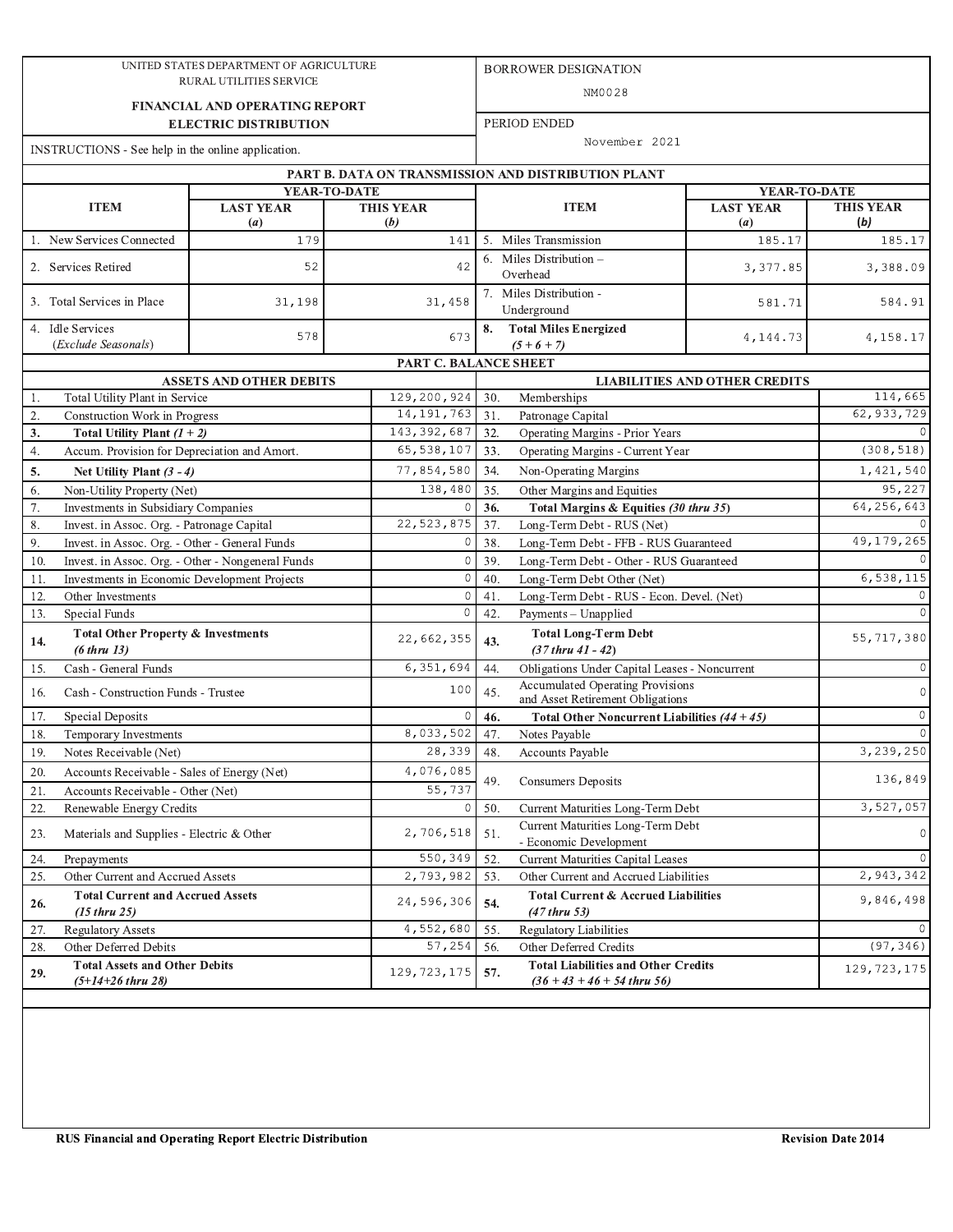| UNITED STATES DEPARTMENT OF AGRICULTURE RURAL UTILITIES SERVICE | BORROWER DESIGNATION |
|---|---|
| **FINANCIAL AND OPERATING REPORT ELECTRIC DISTRIBUTION** | NM0028 |
| | PERIOD ENDED |
| INSTRUCTIONS - See help in the online application. | November 2021 |

## PART B. DATA ON TRANSMISSION AND DISTRIBUTION PLANT

| ITEM | YEAR-TO-DATE LAST YEAR (*a*) | YEAR-TO-DATE THIS YEAR (*b*) | ITEM | YEAR-TO-DATE LAST YEAR (*a*) | YEAR-TO-DATE THIS YEAR (*b*) |
|---|---|---|---|---|---|
| 1. New Services Connected | 179 | 141 | 5. Miles Transmission | 185.17 | 185.17 |
| 2. Services Retired | 52 | 42 | 6. Miles Distribution – Overhead | 3,377.85 | 3,388.09 |
| 3. Total Services in Place | 31,198 | 31,458 | 7. Miles Distribution - Underground | 581.71 | 584.91 |
| 4. Idle Services (*Exclude Seasonals*) | 578 | 673 | **8. Total Miles Energized** ***(5 + 6 + 7)*** | 4,144.73 | 4,158.17 |

## PART C. BALANCE SHEET

| ASSETS AND OTHER DEBITS | | | LIABILITIES AND OTHER CREDITS | | |
|---|---|---|---|---|---|
| 1. | Total Utility Plant in Service | 129,200,924 | 30. | Memberships | 114,665 |
| 2. | Construction Work in Progress | 14,191,763 | 31. | Patronage Capital | 62,933,729 |
| **3.** | **Total Utility Plant *(1 + 2)*** | 143,392,687 | 32. | Operating Margins - Prior Years | 0 |
| 4. | Accum. Provision for Depreciation and Amort. | 65,538,107 | 33. | Operating Margins - Current Year | (308,518) |
| **5.** | **Net Utility Plant *(3 - 4)*** | 77,854,580 | 34. | Non-Operating Margins | 1,421,540 |
| 6. | Non-Utility Property (Net) | 138,480 | 35. | Other Margins and Equities | 95,227 |
| 7. | Investments in Subsidiary Companies | 0 | **36.** | **Total Margins & Equities *(30 thru 35)*** | 64,256,643 |
| 8. | Invest. in Assoc. Org. - Patronage Capital | 22,523,875 | 37. | Long-Term Debt - RUS (Net) | 0 |
| 9. | Invest. in Assoc. Org. - Other - General Funds | 0 | 38. | Long-Term Debt - FFB - RUS Guaranteed | 49,179,265 |
| 10. | Invest. in Assoc. Org. - Other - Nongeneral Funds | 0 | 39. | Long-Term Debt - Other - RUS Guaranteed | 0 |
| 11. | Investments in Economic Development Projects | 0 | 40. | Long-Term Debt Other (Net) | 6,538,115 |
| 12. | Other Investments | 0 | 41. | Long-Term Debt - RUS - Econ. Devel. (Net) | 0 |
| 13. | Special Funds | 0 | 42. | Payments – Unapplied | 0 |
| **14.** | **Total Other Property & Investments *(6 thru 13)*** | 22,662,355 | **43.** | **Total Long-Term Debt *(37 thru 41 - 42)*** | 55,717,380 |
| 15. | Cash - General Funds | 6,351,694 | 44. | Obligations Under Capital Leases - Noncurrent | 0 |
| 16. | Cash - Construction Funds - Trustee | 100 | 45. | Accumulated Operating Provisions and Asset Retirement Obligations | 0 |
| 17. | Special Deposits | 0 | **46.** | **Total Other Noncurrent Liabilities *(44 + 45)*** | 0 |
| 18. | Temporary Investments | 8,033,502 | 47. | Notes Payable | 0 |
| 19. | Notes Receivable (Net) | 28,339 | 48. | Accounts Payable | 3,239,250 |
| 20. | Accounts Receivable - Sales of Energy (Net) | 4,076,085 | 49. | Consumers Deposits | 136,849 |
| 21. | Accounts Receivable - Other (Net) | 55,737 | | | |
| 22. | Renewable Energy Credits | 0 | 50. | Current Maturities Long-Term Debt | 3,527,057 |
| 23. | Materials and Supplies - Electric & Other | 2,706,518 | 51. | Current Maturities Long-Term Debt - Economic Development | 0 |
| 24. | Prepayments | 550,349 | 52. | Current Maturities Capital Leases | 0 |
| 25. | Other Current and Accrued Assets | 2,793,982 | 53. | Other Current and Accrued Liabilities | 2,943,342 |
| **26.** | **Total Current and Accrued Assets *(15 thru 25)*** | 24,596,306 | **54.** | **Total Current & Accrued Liabilities *(47 thru 53)*** | 9,846,498 |
| 27. | Regulatory Assets | 4,552,680 | 55. | Regulatory Liabilities | 0 |
| 28. | Other Deferred Debits | 57,254 | 56. | Other Deferred Credits | (97,346) |
| **29.** | **Total Assets and Other Debits *(5+14+26 thru 28)*** | 129,723,175 | **57.** | **Total Liabilities and Other Credits *(36 + 43 + 46 + 54 thru 56)*** | 129,723,175 |

**RUS Financial and Operating Report Electric Distribution** **Revision Date 2014**